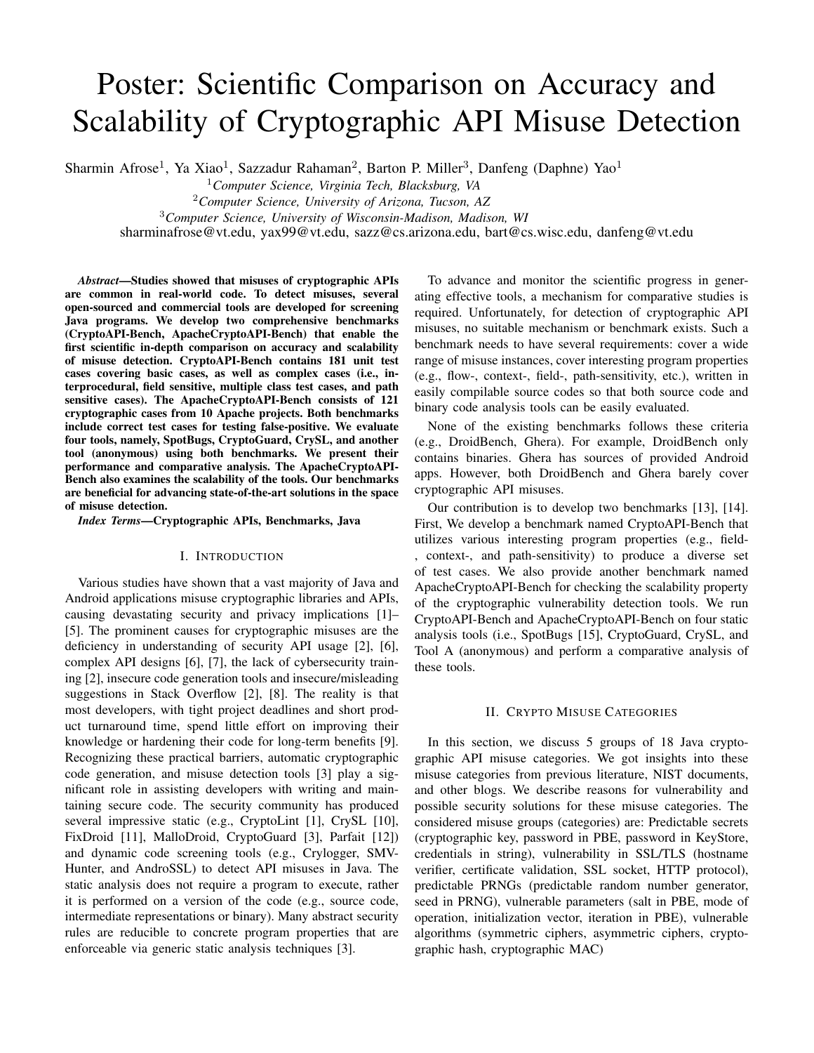# Poster: Scientific Comparison on Accuracy and Scalability of Cryptographic API Misuse Detection

Sharmin Afrose[1], Ya Xiao[1], Sazzadur Rahaman[2], Barton P. Miller[3], Danfeng (Daphne) Yao[1]

[1]*Computer Science, Virginia Tech, Blacksburg, VA*

[2]*Computer Science, University of Arizona, Tucson, AZ*

[3]*Computer Science, University of Wisconsin-Madison, Madison, WI*

sharminafrose@vt.edu, yax99@vt.edu, sazz@cs.arizona.edu, bart@cs.wisc.edu, danfeng@vt.edu

***Abstract*—Studies showed that misuses of cryptographic APIs are common in real-world code. To detect misuses, several open-sourced and commercial tools are developed for screening Java programs. We develop two comprehensive benchmarks (CryptoAPI-Bench, ApacheCryptoAPI-Bench) that enable the first scientific in-depth comparison on accuracy and scalability of misuse detection. CryptoAPI-Bench contains 181 unit test cases covering basic cases, as well as complex cases (i.e., interprocedural, field sensitive, multiple class test cases, and path sensitive cases). The ApacheCryptoAPI-Bench consists of 121 cryptographic cases from 10 Apache projects. Both benchmarks include correct test cases for testing false-positive. We evaluate four tools, namely, SpotBugs, CryptoGuard, CrySL, and another tool (anonymous) using both benchmarks. We present their performance and comparative analysis. The ApacheCryptoAPI-Bench also examines the scalability of the tools. Our benchmarks are beneficial for advancing state-of-the-art solutions in the space of misuse detection.**

***Index Terms*—Cryptographic APIs, Benchmarks, Java**

## I. Introduction

Various studies have shown that a vast majority of Java and Android applications misuse cryptographic libraries and APIs, causing devastating security and privacy implications [1]–[5]. The prominent causes for cryptographic misuses are the deficiency in understanding of security API usage [2], [6], complex API designs [6], [7], the lack of cybersecurity training [2], insecure code generation tools and insecure/misleading suggestions in Stack Overflow [2], [8]. The reality is that most developers, with tight project deadlines and short product turnaround time, spend little effort on improving their knowledge or hardening their code for long-term benefits [9]. Recognizing these practical barriers, automatic cryptographic code generation, and misuse detection tools [3] play a significant role in assisting developers with writing and maintaining secure code. The security community has produced several impressive static (e.g., CryptoLint [1], CrySL [10], FixDroid [11], MalloDroid, CryptoGuard [3], Parfait [12]) and dynamic code screening tools (e.g., Crylogger, SMV-Hunter, and AndroSSL) to detect API misuses in Java. The static analysis does not require a program to execute, rather it is performed on a version of the code (e.g., source code, intermediate representations or binary). Many abstract security rules are reducible to concrete program properties that are enforceable via generic static analysis techniques [3].

To advance and monitor the scientific progress in generating effective tools, a mechanism for comparative studies is required. Unfortunately, for detection of cryptographic API misuses, no suitable mechanism or benchmark exists. Such a benchmark needs to have several requirements: cover a wide range of misuse instances, cover interesting program properties (e.g., flow-, context-, field-, path-sensitivity, etc.), written in easily compilable source codes so that both source code and binary code analysis tools can be easily evaluated.

None of the existing benchmarks follows these criteria (e.g., DroidBench, Ghera). For example, DroidBench only contains binaries. Ghera has sources of provided Android apps. However, both DroidBench and Ghera barely cover cryptographic API misuses.

Our contribution is to develop two benchmarks [13], [14]. First, We develop a benchmark named CryptoAPI-Bench that utilizes various interesting program properties (e.g., field-, context-, and path-sensitivity) to produce a diverse set of test cases. We also provide another benchmark named ApacheCryptoAPI-Bench for checking the scalability property of the cryptographic vulnerability detection tools. We run CryptoAPI-Bench and ApacheCryptoAPI-Bench on four static analysis tools (i.e., SpotBugs [15], CryptoGuard, CrySL, and Tool A (anonymous) and perform a comparative analysis of these tools.

## II. Crypto Misuse Categories

In this section, we discuss 5 groups of 18 Java cryptographic API misuse categories. We got insights into these misuse categories from previous literature, NIST documents, and other blogs. We describe reasons for vulnerability and possible security solutions for these misuse categories. The considered misuse groups (categories) are: Predictable secrets (cryptographic key, password in PBE, password in KeyStore, credentials in string), vulnerability in SSL/TLS (hostname verifier, certificate validation, SSL socket, HTTP protocol), predictable PRNGs (predictable random number generator, seed in PRNG), vulnerable parameters (salt in PBE, mode of operation, initialization vector, iteration in PBE), vulnerable algorithms (symmetric ciphers, asymmetric ciphers, cryptographic hash, cryptographic MAC)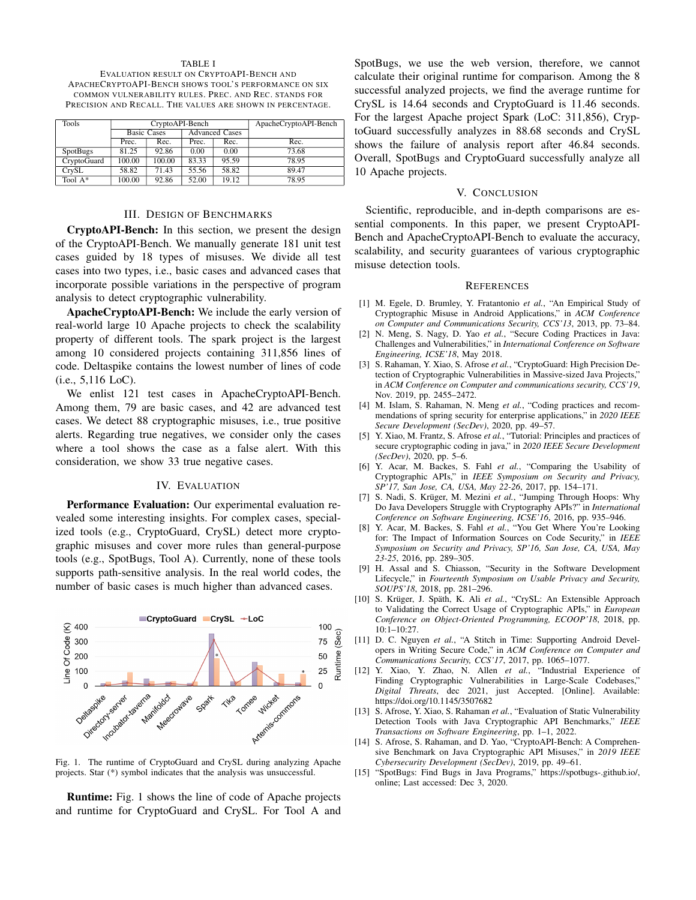TABLE I

EVALUATION RESULT ON CRYPTOAPI-BENCH AND APACHECRYPTOAPI-BENCH SHOWS TOOL'S PERFORMANCE ON SIX COMMON VULNERABILITY RULES. PREC. AND REC. STANDS FOR PRECISION AND RECALL. THE VALUES ARE SHOWN IN PERCENTAGE.

| Tools | CryptoAPI-Bench | | | | ApacheCryptoAPI-Bench |
|---|---|---|---|---|---|
| | Basic Cases | | Advanced Cases | | |
| | Prec. | Rec. | Prec. | Rec. | Rec. |
| SpotBugs | 81.25 | 92.86 | 0.00 | 0.00 | 73.68 |
| CryptoGuard | 100.00 | 100.00 | 83.33 | 95.59 | 78.95 |
| CrySL | 58.82 | 71.43 | 55.56 | 58.82 | 89.47 |
| Tool A* | 100.00 | 92.86 | 52.00 | 19.12 | 78.95 |

## III. DESIGN OF BENCHMARKS

**CryptoAPI-Bench:** In this section, we present the design of the CryptoAPI-Bench. We manually generate 181 unit test cases guided by 18 types of misuses. We divide all test cases into two types, i.e., basic cases and advanced cases that incorporate possible variations in the perspective of program analysis to detect cryptographic vulnerability.

**ApacheCryptoAPI-Bench:** We include the early version of real-world large 10 Apache projects to check the scalability property of different tools. The spark project is the largest among 10 considered projects containing 311,856 lines of code. Deltaspike contains the lowest number of lines of code (i.e., 5,116 LoC).

We enlist 121 test cases in ApacheCryptoAPI-Bench. Among them, 79 are basic cases, and 42 are advanced test cases. We detect 88 cryptographic misuses, i.e., true positive alerts. Regarding true negatives, we consider only the cases where a tool shows the case as a false alert. With this consideration, we show 33 true negative cases.

## IV. EVALUATION

**Performance Evaluation:** Our experimental evaluation revealed some interesting insights. For complex cases, specialized tools (e.g., CryptoGuard, CrySL) detect more cryptographic misuses and cover more rules than general-purpose tools (e.g., SpotBugs, Tool A). Currently, none of these tools supports path-sensitive analysis. In the real world codes, the number of basic cases is much higher than advanced cases.

CryptoGuard CrySL LoC

Line Of Code (K)
400
300
200
100
0

Runtime (Sec)
100
75
50
25
0

Deltaspike Directory-server Incubator-taverna Manifoldcf Meecrowave Spark Tika Tomee Wicket Artemis-commons

Fig. 1. The runtime of CryptoGuard and CrySL during analyzing Apache projects. Star (*) symbol indicates that the analysis was unsuccessful.

**Runtime:** Fig. 1 shows the line of code of Apache projects and runtime for CryptoGuard and CrySL. For Tool A and SpotBugs, we use the web version, therefore, we cannot calculate their original runtime for comparison. Among the 8 successful analyzed projects, we find the average runtime for CrySL is 14.64 seconds and CryptoGuard is 11.46 seconds. For the largest Apache project Spark (LoC: 311,856), CryptoGuard successfully analyzes in 88.68 seconds and CrySL shows the failure of analysis report after 46.84 seconds. Overall, SpotBugs and CryptoGuard successfully analyze all 10 Apache projects.

## V. CONCLUSION

Scientific, reproducible, and in-depth comparisons are essential components. In this paper, we present CryptoAPI-Bench and ApacheCryptoAPI-Bench to evaluate the accuracy, scalability, and security guarantees of various cryptographic misuse detection tools.

## REFERENCES

[1] M. Egele, D. Brumley, Y. Fratantonio *et al.*, "An Empirical Study of Cryptographic Misuse in Android Applications," in *ACM Conference on Computer and Communications Security, CCS'13*, 2013, pp. 73–84.

[2] N. Meng, S. Nagy, D. Yao *et al.*, "Secure Coding Practices in Java: Challenges and Vulnerabilities," in *International Conference on Software Engineering, ICSE'18*, May 2018.

[3] S. Rahaman, Y. Xiao, S. Afrose *et al.*, "CryptoGuard: High Precision Detection of Cryptographic Vulnerabilities in Massive-sized Java Projects," in *ACM Conference on Computer and communications security, CCS'19*, Nov. 2019, pp. 2455–2472.

[4] M. Islam, S. Rahaman, N. Meng *et al.*, "Coding practices and recommendations of spring security for enterprise applications," in *2020 IEEE Secure Development (SecDev)*, 2020, pp. 49–57.

[5] Y. Xiao, M. Frantz, S. Afrose *et al.*, "Tutorial: Principles and practices of secure cryptographic coding in java," in *2020 IEEE Secure Development (SecDev)*, 2020, pp. 5–6.

[6] Y. Acar, M. Backes, S. Fahl *et al.*, "Comparing the Usability of Cryptographic APIs," in *IEEE Symposium on Security and Privacy, SP'17, San Jose, CA, USA, May 22-26*, 2017, pp. 154–171.

[7] S. Nadi, S. Krüger, M. Mezini *et al.*, "Jumping Through Hoops: Why Do Java Developers Struggle with Cryptography APIs?" in *International Conference on Software Engineering, ICSE'16*, 2016, pp. 935–946.

[8] Y. Acar, M. Backes, S. Fahl *et al.*, "You Get Where You're Looking for: The Impact of Information Sources on Code Security," in *IEEE Symposium on Security and Privacy, SP'16, San Jose, CA, USA, May 23-25*, 2016, pp. 289–305.

[9] H. Assal and S. Chiasson, "Security in the Software Development Lifecycle," in *Fourteenth Symposium on Usable Privacy and Security, SOUPS'18*, 2018, pp. 281–296.

[10] S. Krüger, J. Späth, K. Ali *et al.*, "CrySL: An Extensible Approach to Validating the Correct Usage of Cryptographic APIs," in *European Conference on Object-Oriented Programming, ECOOP'18*, 2018, pp. 10:1–10:27.

[11] D. C. Nguyen *et al.*, "A Stitch in Time: Supporting Android Developers in Writing Secure Code," in *ACM Conference on Computer and Communications Security, CCS'17*, 2017, pp. 1065–1077.

[12] Y. Xiao, Y. Zhao, N. Allen *et al.*, "Industrial Experience of Finding Cryptographic Vulnerabilities in Large-Scale Codebases," *Digital Threats*, dec 2021, just Accepted. [Online]. Available: https://doi.org/10.1145/3507682

[13] S. Afrose, Y. Xiao, S. Rahaman *et al.*, "Evaluation of Static Vulnerability Detection Tools with Java Cryptographic API Benchmarks," *IEEE Transactions on Software Engineering*, pp. 1–1, 2022.

[14] S. Afrose, S. Rahaman, and D. Yao, "CryptoAPI-Bench: A Comprehensive Benchmark on Java Cryptographic API Misuses," in *2019 IEEE Cybersecurity Development (SecDev)*, 2019, pp. 49–61.

[15] "SpotBugs: Find Bugs in Java Programs," https://spotbugs-.github.io/, online; Last accessed: Dec 3, 2020.